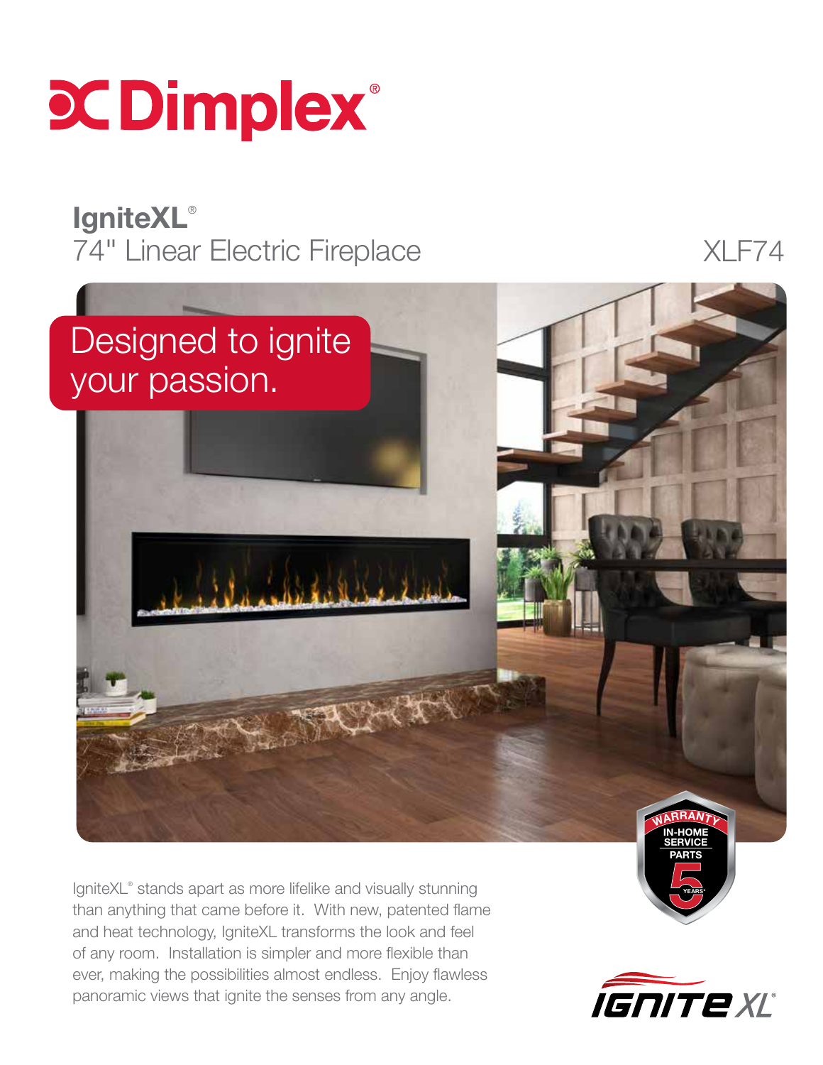# Dimplex®

## IgniteXL®

74" Linear Electric Fireplace

XLF74

Designed to ignite your passion.

WARRANTY
IN-HOME SERVICE
PARTS
5 YEARS*

IgniteXL® stands apart as more lifelike and visually stunning than anything that came before it. With new, patented flame and heat technology, IgniteXL transforms the look and feel of any room. Installation is simpler and more flexible than ever, making the possibilities almost endless. Enjoy flawless panoramic views that ignite the senses from any angle.

IGNITE XL®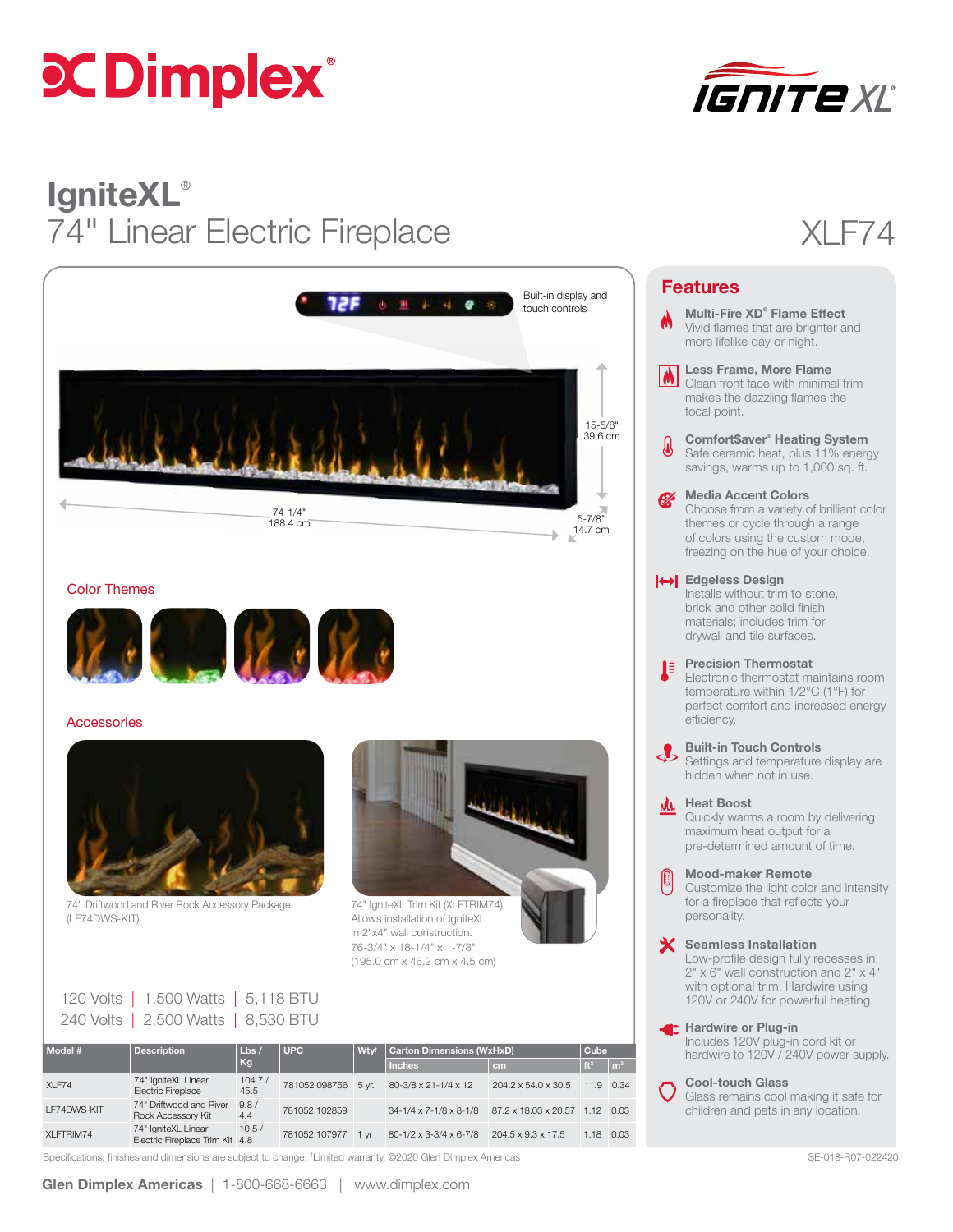# IgniteXL®

## 74" Linear Electric Fireplace

XLF74

Built-in display and touch controls

15-5/8"
39.6 cm

74-1/4"
188.4 cm

5-7/8"
14.7 cm

### Color Themes

### Accessories

74" Driftwood and River Rock Accessory Package (LF74DWS-KIT)

74" IgniteXL Trim Kit (XLFTRIM74) Allows installation of IgniteXL in 2"x4" wall construction. 76-3/4" x 18-1/4" x 1-7/8" (195.0 cm x 46.2 cm x 4.5 cm)

120 Volts | 1,500 Watts | 5,118 BTU
240 Volts | 2,500 Watts | 8,530 BTU

| Model # | Description | Lbs / Kg | UPC | Wty[1] | Carton Dimensions (WxHxD) | | Cube | |
|---|---|---|---|---|---|---|---|---|
| | | | | | Inches | cm | ft³ | m³ |
| XLF74 | 74" IgniteXL Linear Electric Fireplace | 104.7 / 45.5 | 781052 098756 | 5 yr. | 80-3/8 x 21-1/4 x 12 | 204.2 x 54.0 x 30.5 | 11.9 | 0.34 |
| LF74DWS-KIT | 74" Driftwood and River Rock Accessory Kit | 9.8 / 4.4 | 781052 102859 | | 34-1/4 x 7-1/8 x 8-1/8 | 87.2 x 18.03 x 20.57 | 1.12 | 0.03 |
| XLFTRIM74 | 74" IgniteXL Linear Electric Fireplace Trim Kit | 10.5 / 4.8 | 781052 107977 | 1 yr | 80-1/2 x 3-3/4 x 6-7/8 | 204.5 x 9.3 x 17.5 | 1.18 | 0.03 |

Specifications, finishes and dimensions are subject to change. [1]Limited warranty. ©2020 Glen Dimplex Americas

## Features

**Multi-Fire XD® Flame Effect**
Vivid flames that are brighter and more lifelike day or night.

**Less Frame, More Flame**
Clean front face with minimal trim makes the dazzling flames the focal point.

**Comfort$aver® Heating System**
Safe ceramic heat, plus 11% energy savings, warms up to 1,000 sq. ft.

**Media Accent Colors**
Choose from a variety of brilliant color themes or cycle through a range of colors using the custom mode, freezing on the hue of your choice.

**Edgeless Design**
Installs without trim to stone, brick and other solid finish materials; includes trim for drywall and tile surfaces.

**Precision Thermostat**
Electronic thermostat maintains room temperature within 1/2°C (1°F) for perfect comfort and increased energy efficiency.

**Built-in Touch Controls**
Settings and temperature display are hidden when not in use.

**Heat Boost**
Quickly warms a room by delivering maximum heat output for a pre-determined amount of time.

**Mood-maker Remote**
Customize the light color and intensity for a fireplace that reflects your personality.

**Seamless Installation**
Low-profile design fully recesses in 2" x 6" wall construction and 2" x 4" with optional trim. Hardwire using 120V or 240V for powerful heating.

**Hardwire or Plug-in**
Includes 120V plug-in cord kit or hardwire to 120V / 240V power supply.

**Cool-touch Glass**
Glass remains cool making it safe for children and pets in any location.

SE-018-R07-022420

**Glen Dimplex Americas** | 1-800-668-6663 | www.dimplex.com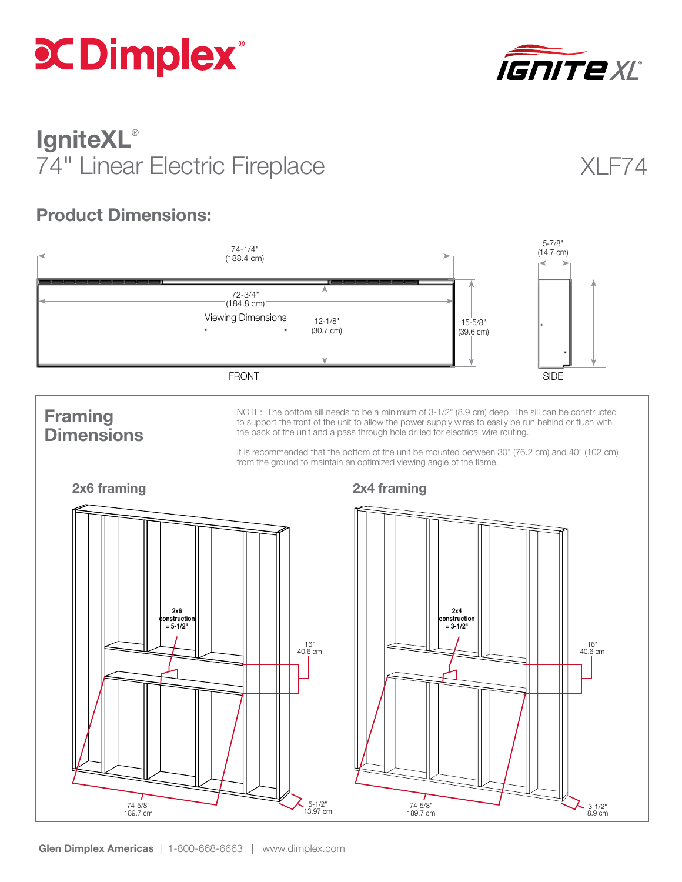# IgniteXL®

## 74" Linear Electric Fireplace

XLF74

## Product Dimensions:

74-1/4"
(188.4 cm)

72-3/4"
(184.8 cm)

Viewing Dimensions

12-1/8"
(30.7 cm)

15-5/8"
(39.6 cm)

FRONT

5-7/8"
(14.7 cm)

SIDE

## Framing Dimensions

NOTE: The bottom sill needs to be a minimum of 3-1/2" (8.9 cm) deep. The sill can be constructed to support the front of the unit to allow the power supply wires to easily be run behind or flush with the back of the unit and a pass through hole drilled for electrical wire routing.

It is recommended that the bottom of the unit be mounted between 30" (76.2 cm) and 40" (102 cm) from the ground to maintain an optimized viewing angle of the flame.

### 2x6 framing

2x6
construction
= 5-1/2"

16"
40.6 cm

74-5/8"
189.7 cm

5-1/2"
13.97 cm

### 2x4 framing

2x4
construction
= 3-1/2"

16"
40.6 cm

74-5/8"
189.7 cm

3-1/2"
8.9 cm

Glen Dimplex Americas | 1-800-668-6663 | www.dimplex.com